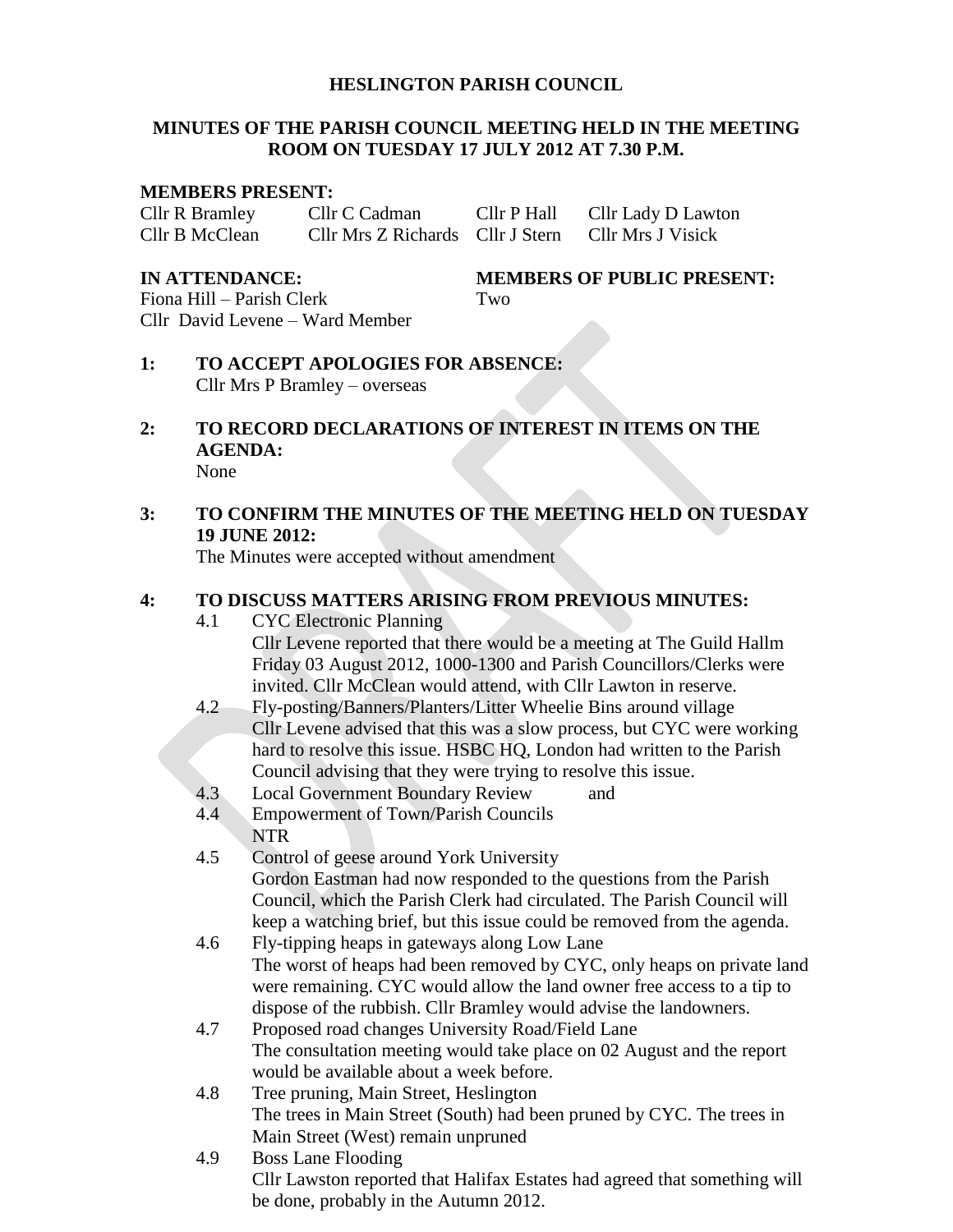# HESLINGTON PARISH COUNCIL

## MINUTES OF THE PARISH COUNCIL MEETING HELD IN THE MEETING ROOM ON TUESDAY 17 JULY 2012 AT 7.30 P.M.

**MEMBERS PRESENT:**

| | | | |
|---|---|---|---|
| Cllr R Bramley | Cllr C Cadman | Cllr P Hall | Cllr Lady D Lawton |
| Cllr B McClean | Cllr Mrs Z Richards | Cllr J Stern | Cllr Mrs J Visick |

**IN ATTENDANCE:**
Fiona Hill – Parish Clerk
Cllr David Levene – Ward Member

**MEMBERS OF PUBLIC PRESENT:**
Two

**1: TO ACCEPT APOLOGIES FOR ABSENCE:**
Cllr Mrs P Bramley – overseas

**2: TO RECORD DECLARATIONS OF INTEREST IN ITEMS ON THE AGENDA:**
None

**3: TO CONFIRM THE MINUTES OF THE MEETING HELD ON TUESDAY 19 JUNE 2012:**
The Minutes were accepted without amendment

**4: TO DISCUSS MATTERS ARISING FROM PREVIOUS MINUTES:**

4.1 CYC Electronic Planning
Cllr Levene reported that there would be a meeting at The Guild Hallm Friday 03 August 2012, 1000-1300 and Parish Councillors/Clerks were invited. Cllr McClean would attend, with Cllr Lawton in reserve.

4.2 Fly-posting/Banners/Planters/Litter Wheelie Bins around village
Cllr Levene advised that this was a slow process, but CYC were working hard to resolve this issue. HSBC HQ, London had written to the Parish Council advising that they were trying to resolve this issue.

4.3 Local Government Boundary Review and
4.4 Empowerment of Town/Parish Councils
NTR

4.5 Control of geese around York University
Gordon Eastman had now responded to the questions from the Parish Council, which the Parish Clerk had circulated. The Parish Council will keep a watching brief, but this issue could be removed from the agenda.

4.6 Fly-tipping heaps in gateways along Low Lane
The worst of heaps had been removed by CYC, only heaps on private land were remaining. CYC would allow the land owner free access to a tip to dispose of the rubbish. Cllr Bramley would advise the landowners.

4.7 Proposed road changes University Road/Field Lane
The consultation meeting would take place on 02 August and the report would be available about a week before.

4.8 Tree pruning, Main Street, Heslington
The trees in Main Street (South) had been pruned by CYC. The trees in Main Street (West) remain unpruned

4.9 Boss Lane Flooding
Cllr Lawston reported that Halifax Estates had agreed that something will be done, probably in the Autumn 2012.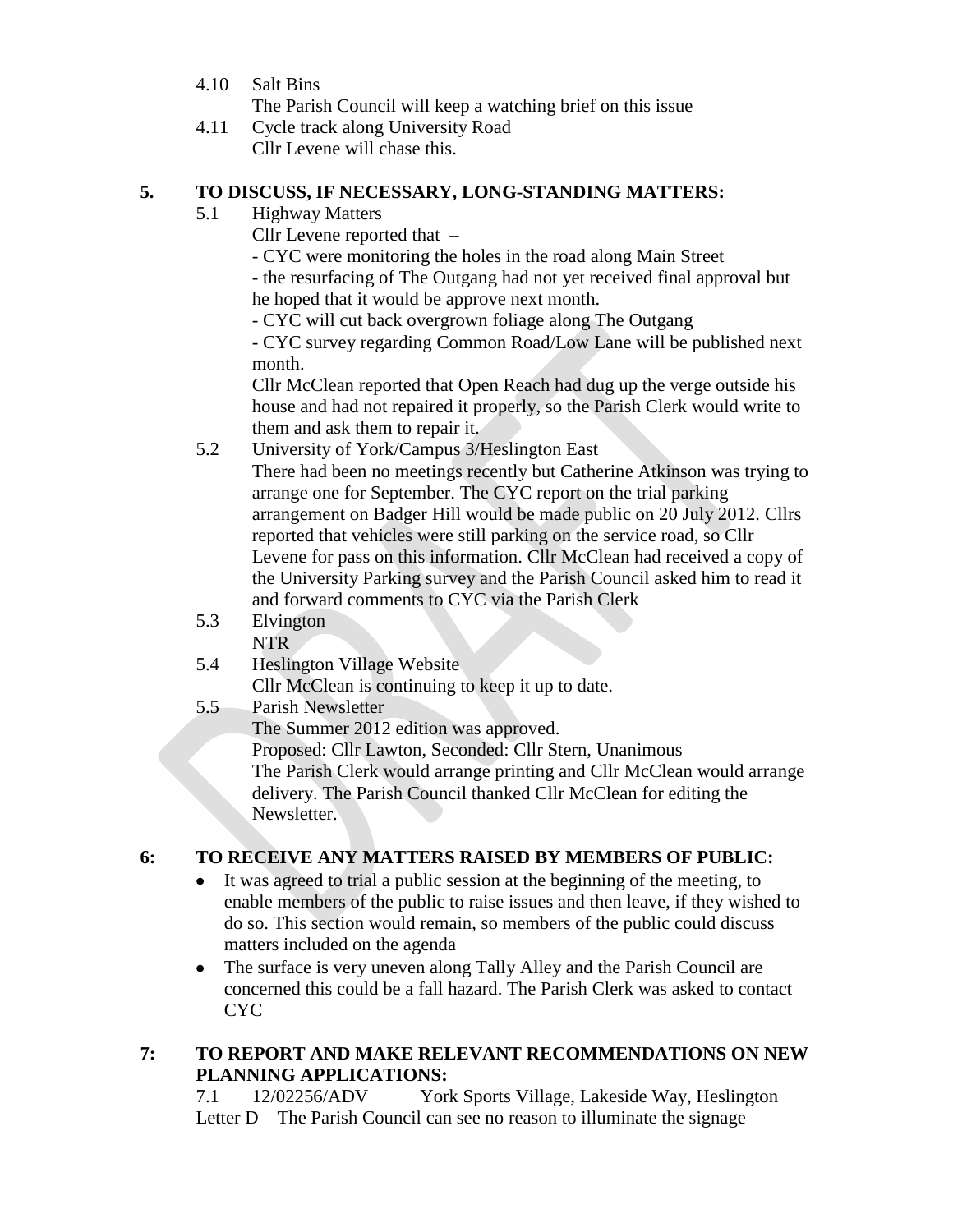4.10 Salt Bins
The Parish Council will keep a watching brief on this issue

4.11 Cycle track along University Road
Cllr Levene will chase this.

## 5. TO DISCUSS, IF NECESSARY, LONG-STANDING MATTERS:

5.1 Highway Matters
Cllr Levene reported that –
- CYC were monitoring the holes in the road along Main Street
- the resurfacing of The Outgang had not yet received final approval but he hoped that it would be approve next month.
- CYC will cut back overgrown foliage along The Outgang
- CYC survey regarding Common Road/Low Lane will be published next month.

Cllr McClean reported that Open Reach had dug up the verge outside his house and had not repaired it properly, so the Parish Clerk would write to them and ask them to repair it.

5.2 University of York/Campus 3/Heslington East
There had been no meetings recently but Catherine Atkinson was trying to arrange one for September. The CYC report on the trial parking arrangement on Badger Hill would be made public on 20 July 2012. Cllrs reported that vehicles were still parking on the service road, so Cllr Levene for pass on this information. Cllr McClean had received a copy of the University Parking survey and the Parish Council asked him to read it and forward comments to CYC via the Parish Clerk

5.3 Elvington
NTR

5.4 Heslington Village Website
Cllr McClean is continuing to keep it up to date.

5.5 Parish Newsletter
The Summer 2012 edition was approved.
Proposed: Cllr Lawton, Seconded: Cllr Stern, Unanimous
The Parish Clerk would arrange printing and Cllr McClean would arrange delivery. The Parish Council thanked Cllr McClean for editing the Newsletter.

## 6: TO RECEIVE ANY MATTERS RAISED BY MEMBERS OF PUBLIC:

- It was agreed to trial a public session at the beginning of the meeting, to enable members of the public to raise issues and then leave, if they wished to do so. This section would remain, so members of the public could discuss matters included on the agenda
- The surface is very uneven along Tally Alley and the Parish Council are concerned this could be a fall hazard. The Parish Clerk was asked to contact CYC

## 7: TO REPORT AND MAKE RELEVANT RECOMMENDATIONS ON NEW PLANNING APPLICATIONS:

7.1 12/02256/ADV York Sports Village, Lakeside Way, Heslington
Letter D – The Parish Council can see no reason to illuminate the signage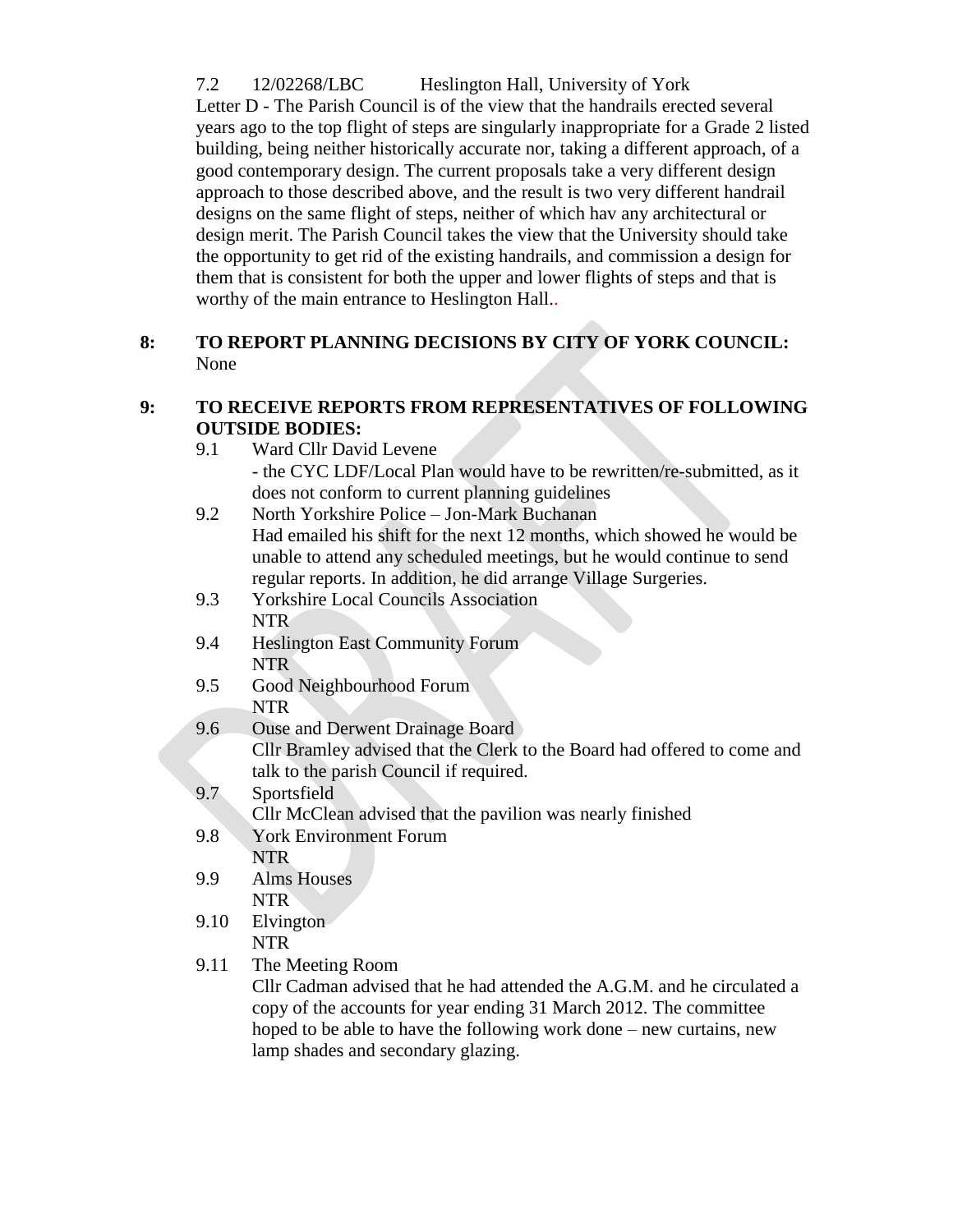7.2 12/02268/LBC Heslington Hall, University of York

Letter D - The Parish Council is of the view that the handrails erected several years ago to the top flight of steps are singularly inappropriate for a Grade 2 listed building, being neither historically accurate nor, taking a different approach, of a good contemporary design. The current proposals take a very different design approach to those described above, and the result is two very different handrail designs on the same flight of steps, neither of which hav any architectural or design merit. The Parish Council takes the view that the University should take the opportunity to get rid of the existing handrails, and commission a design for them that is consistent for both the upper and lower flights of steps and that is worthy of the main entrance to Heslington Hall..

**8: TO REPORT PLANNING DECISIONS BY CITY OF YORK COUNCIL:**

None

**9: TO RECEIVE REPORTS FROM REPRESENTATIVES OF FOLLOWING OUTSIDE BODIES:**

9.1 Ward Cllr David Levene
- the CYC LDF/Local Plan would have to be rewritten/re-submitted, as it does not conform to current planning guidelines

9.2 North Yorkshire Police – Jon-Mark Buchanan
Had emailed his shift for the next 12 months, which showed he would be unable to attend any scheduled meetings, but he would continue to send regular reports. In addition, he did arrange Village Surgeries.

9.3 Yorkshire Local Councils Association
NTR

9.4 Heslington East Community Forum
NTR

9.5 Good Neighbourhood Forum
NTR

9.6 Ouse and Derwent Drainage Board
Cllr Bramley advised that the Clerk to the Board had offered to come and talk to the parish Council if required.

9.7 Sportsfield
Cllr McClean advised that the pavilion was nearly finished

9.8 York Environment Forum
NTR

9.9 Alms Houses
NTR

9.10 Elvington
NTR

9.11 The Meeting Room
Cllr Cadman advised that he had attended the A.G.M. and he circulated a copy of the accounts for year ending 31 March 2012. The committee hoped to be able to have the following work done – new curtains, new lamp shades and secondary glazing.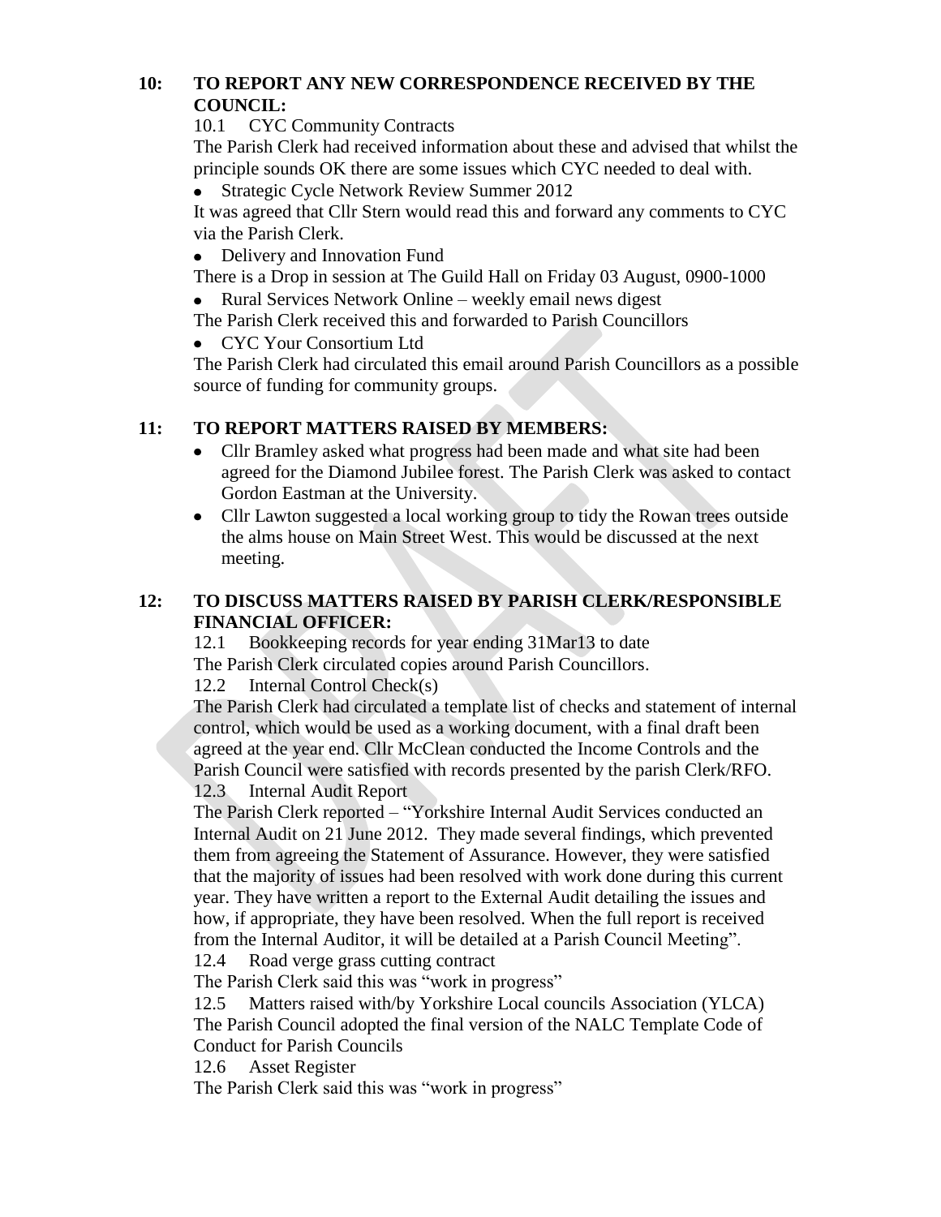## 10: TO REPORT ANY NEW CORRESPONDENCE RECEIVED BY THE COUNCIL:

10.1 CYC Community Contracts

The Parish Clerk had received information about these and advised that whilst the principle sounds OK there are some issues which CYC needed to deal with.

- Strategic Cycle Network Review Summer 2012

It was agreed that Cllr Stern would read this and forward any comments to CYC via the Parish Clerk.

- Delivery and Innovation Fund

There is a Drop in session at The Guild Hall on Friday 03 August, 0900-1000

- Rural Services Network Online – weekly email news digest

The Parish Clerk received this and forwarded to Parish Councillors

- CYC Your Consortium Ltd

The Parish Clerk had circulated this email around Parish Councillors as a possible source of funding for community groups.

## 11: TO REPORT MATTERS RAISED BY MEMBERS:

- Cllr Bramley asked what progress had been made and what site had been agreed for the Diamond Jubilee forest. The Parish Clerk was asked to contact Gordon Eastman at the University.
- Cllr Lawton suggested a local working group to tidy the Rowan trees outside the alms house on Main Street West. This would be discussed at the next meeting.

## 12: TO DISCUSS MATTERS RAISED BY PARISH CLERK/RESPONSIBLE FINANCIAL OFFICER:

12.1 Bookkeeping records for year ending 31Mar13 to date

The Parish Clerk circulated copies around Parish Councillors.

12.2 Internal Control Check(s)

The Parish Clerk had circulated a template list of checks and statement of internal control, which would be used as a working document, with a final draft been agreed at the year end. Cllr McClean conducted the Income Controls and the Parish Council were satisfied with records presented by the parish Clerk/RFO.

12.3 Internal Audit Report

The Parish Clerk reported – "Yorkshire Internal Audit Services conducted an Internal Audit on 21 June 2012. They made several findings, which prevented them from agreeing the Statement of Assurance. However, they were satisfied that the majority of issues had been resolved with work done during this current year. They have written a report to the External Audit detailing the issues and how, if appropriate, they have been resolved. When the full report is received from the Internal Auditor, it will be detailed at a Parish Council Meeting".

12.4 Road verge grass cutting contract

The Parish Clerk said this was "work in progress"

12.5 Matters raised with/by Yorkshire Local councils Association (YLCA)

The Parish Council adopted the final version of the NALC Template Code of Conduct for Parish Councils

12.6 Asset Register

The Parish Clerk said this was "work in progress"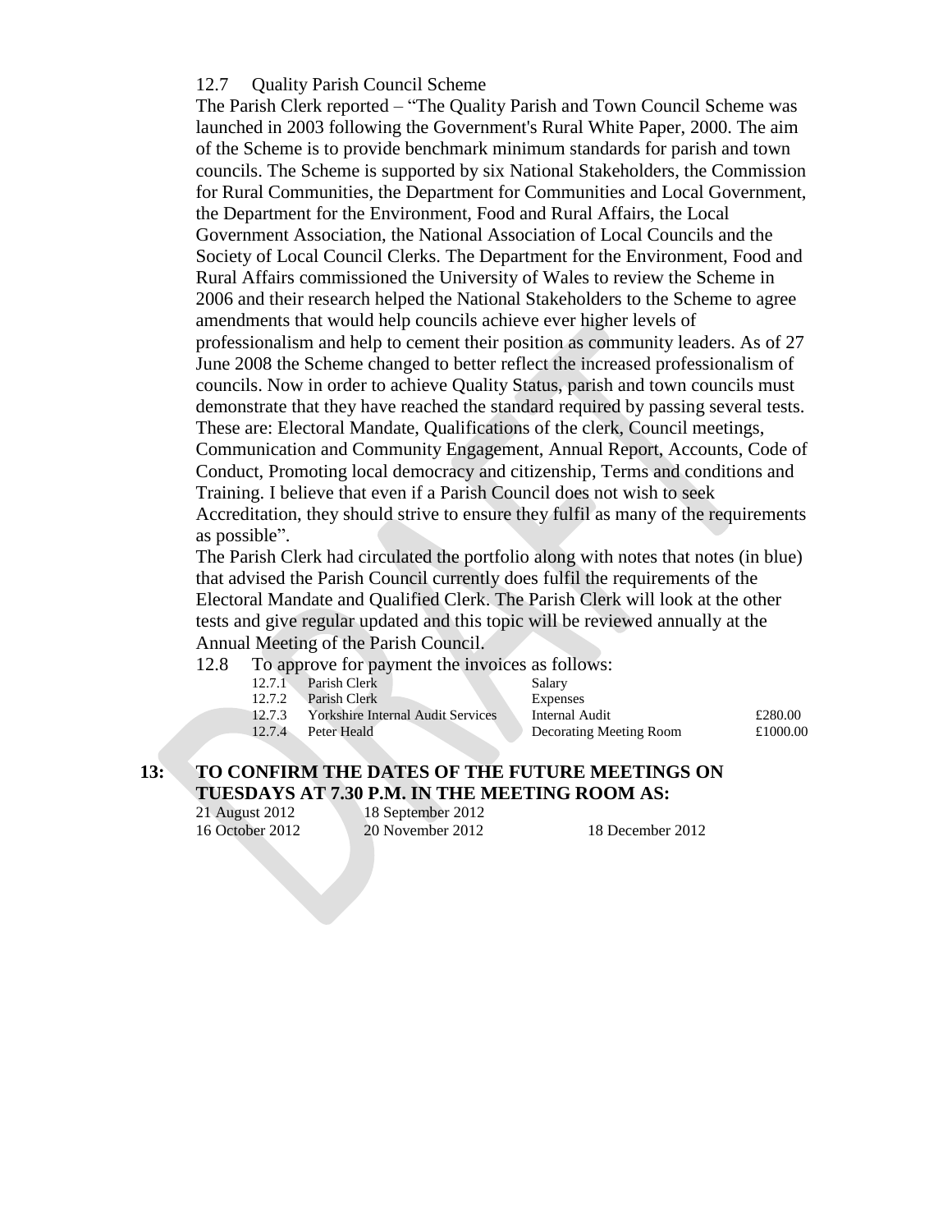12.7 Quality Parish Council Scheme

The Parish Clerk reported – "The Quality Parish and Town Council Scheme was launched in 2003 following the Government's Rural White Paper, 2000. The aim of the Scheme is to provide benchmark minimum standards for parish and town councils. The Scheme is supported by six National Stakeholders, the Commission for Rural Communities, the Department for Communities and Local Government, the Department for the Environment, Food and Rural Affairs, the Local Government Association, the National Association of Local Councils and the Society of Local Council Clerks. The Department for the Environment, Food and Rural Affairs commissioned the University of Wales to review the Scheme in 2006 and their research helped the National Stakeholders to the Scheme to agree amendments that would help councils achieve ever higher levels of professionalism and help to cement their position as community leaders. As of 27 June 2008 the Scheme changed to better reflect the increased professionalism of councils. Now in order to achieve Quality Status, parish and town councils must demonstrate that they have reached the standard required by passing several tests. These are: Electoral Mandate, Qualifications of the clerk, Council meetings, Communication and Community Engagement, Annual Report, Accounts, Code of Conduct, Promoting local democracy and citizenship, Terms and conditions and Training. I believe that even if a Parish Council does not wish to seek Accreditation, they should strive to ensure they fulfil as many of the requirements as possible".

The Parish Clerk had circulated the portfolio along with notes that notes (in blue) that advised the Parish Council currently does fulfil the requirements of the Electoral Mandate and Qualified Clerk. The Parish Clerk will look at the other tests and give regular updated and this topic will be reviewed annually at the Annual Meeting of the Parish Council.

12.8 To approve for payment the invoices as follows:

| | | | |
|---|---|---|---|
| 12.7.1 Parish Clerk | Salary | |
| 12.7.2 Parish Clerk | Expenses | |
| 12.7.3 Yorkshire Internal Audit Services | Internal Audit | £280.00 |
| 12.7.4 Peter Heald | Decorating Meeting Room | £1000.00 |

## 13: TO CONFIRM THE DATES OF THE FUTURE MEETINGS ON TUESDAYS AT 7.30 P.M. IN THE MEETING ROOM AS:

21 August 2012 18 September 2012
16 October 2012 20 November 2012 18 December 2012